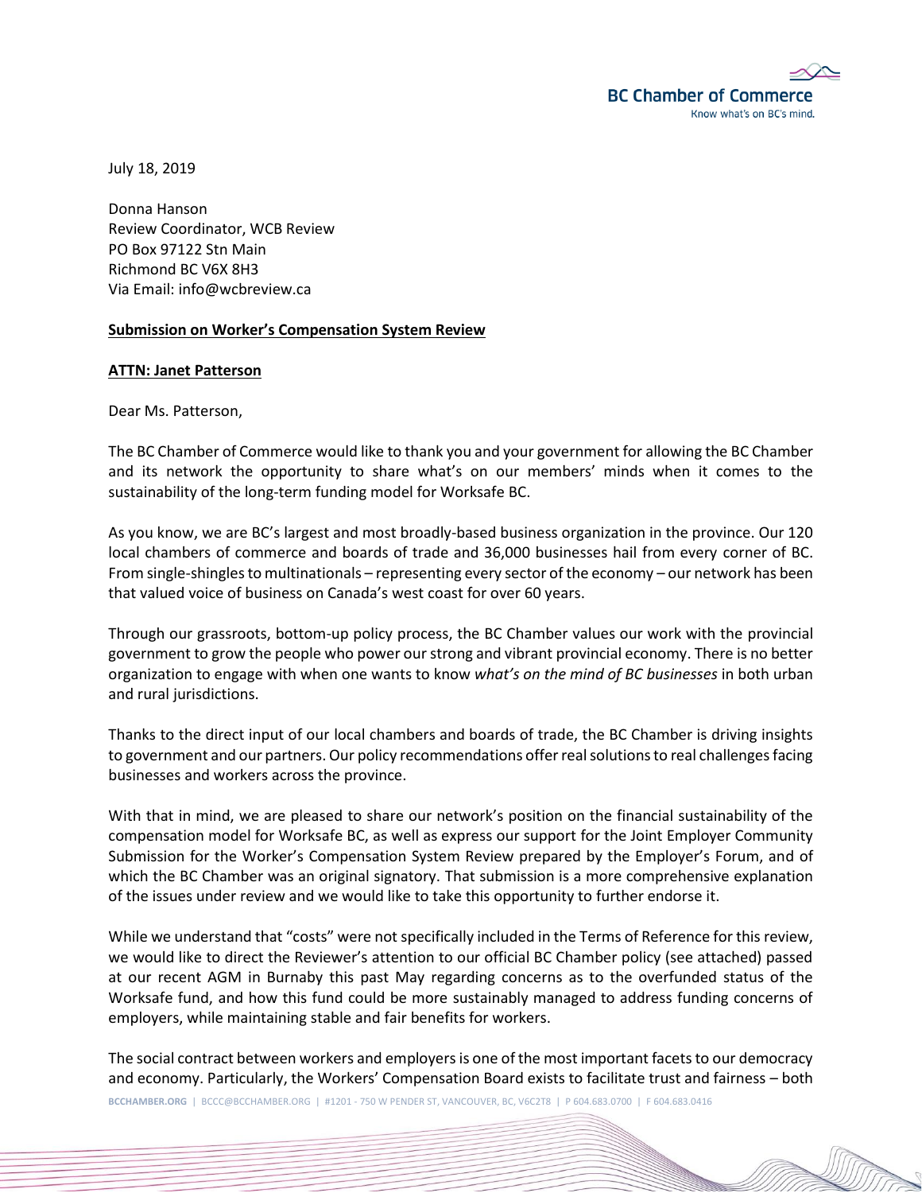BC Chamber of Commerce
Know what's on BC's mind.

July 18, 2019

Donna Hanson
Review Coordinator, WCB Review
PO Box 97122 Stn Main
Richmond BC V6X 8H3
Via Email: info@wcbreview.ca

**Submission on Worker's Compensation System Review**

**ATTN: Janet Patterson**

Dear Ms. Patterson,

The BC Chamber of Commerce would like to thank you and your government for allowing the BC Chamber and its network the opportunity to share what's on our members' minds when it comes to the sustainability of the long-term funding model for Worksafe BC.

As you know, we are BC's largest and most broadly-based business organization in the province. Our 120 local chambers of commerce and boards of trade and 36,000 businesses hail from every corner of BC. From single-shingles to multinationals – representing every sector of the economy – our network has been that valued voice of business on Canada's west coast for over 60 years.

Through our grassroots, bottom-up policy process, the BC Chamber values our work with the provincial government to grow the people who power our strong and vibrant provincial economy. There is no better organization to engage with when one wants to know *what's on the mind of BC businesses* in both urban and rural jurisdictions.

Thanks to the direct input of our local chambers and boards of trade, the BC Chamber is driving insights to government and our partners. Our policy recommendations offer real solutions to real challenges facing businesses and workers across the province.

With that in mind, we are pleased to share our network's position on the financial sustainability of the compensation model for Worksafe BC, as well as express our support for the Joint Employer Community Submission for the Worker's Compensation System Review prepared by the Employer's Forum, and of which the BC Chamber was an original signatory. That submission is a more comprehensive explanation of the issues under review and we would like to take this opportunity to further endorse it.

While we understand that "costs" were not specifically included in the Terms of Reference for this review, we would like to direct the Reviewer's attention to our official BC Chamber policy (see attached) passed at our recent AGM in Burnaby this past May regarding concerns as to the overfunded status of the Worksafe fund, and how this fund could be more sustainably managed to address funding concerns of employers, while maintaining stable and fair benefits for workers.

The social contract between workers and employers is one of the most important facets to our democracy and economy. Particularly, the Workers' Compensation Board exists to facilitate trust and fairness – both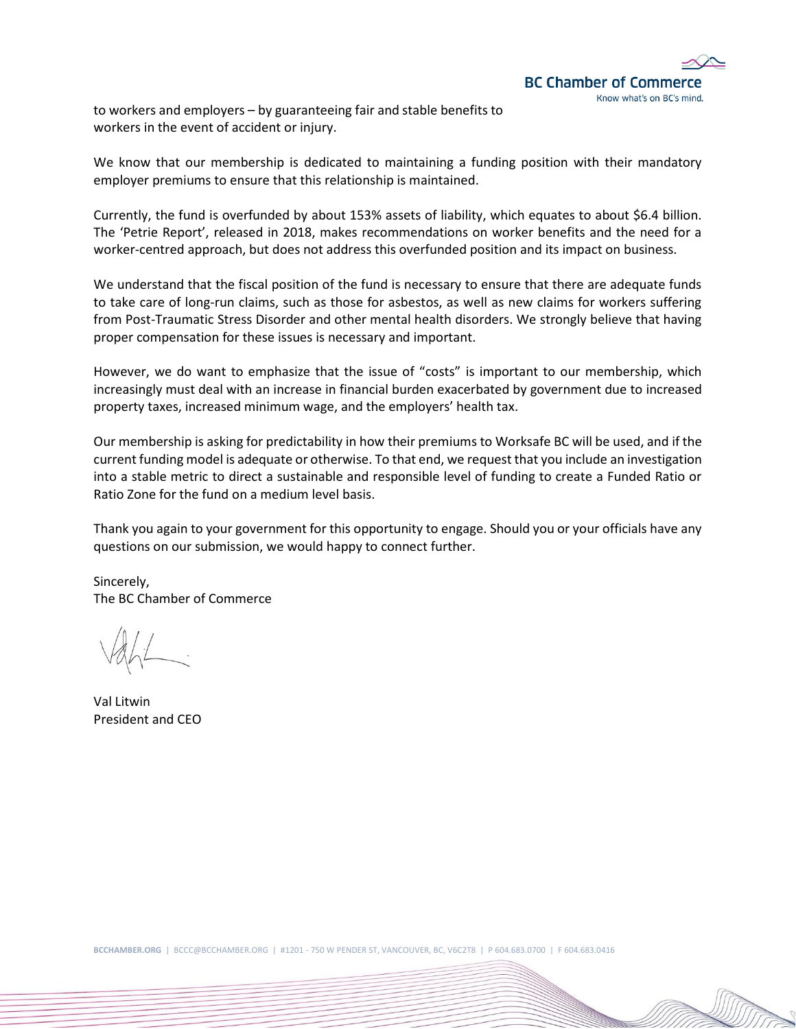to workers and employers – by guaranteeing fair and stable benefits to workers in the event of accident or injury.

We know that our membership is dedicated to maintaining a funding position with their mandatory employer premiums to ensure that this relationship is maintained.

Currently, the fund is overfunded by about 153% assets of liability, which equates to about $6.4 billion. The 'Petrie Report', released in 2018, makes recommendations on worker benefits and the need for a worker-centred approach, but does not address this overfunded position and its impact on business.

We understand that the fiscal position of the fund is necessary to ensure that there are adequate funds to take care of long-run claims, such as those for asbestos, as well as new claims for workers suffering from Post-Traumatic Stress Disorder and other mental health disorders. We strongly believe that having proper compensation for these issues is necessary and important.

However, we do want to emphasize that the issue of "costs" is important to our membership, which increasingly must deal with an increase in financial burden exacerbated by government due to increased property taxes, increased minimum wage, and the employers' health tax.

Our membership is asking for predictability in how their premiums to Worksafe BC will be used, and if the current funding model is adequate or otherwise. To that end, we request that you include an investigation into a stable metric to direct a sustainable and responsible level of funding to create a Funded Ratio or Ratio Zone for the fund on a medium level basis.

Thank you again to your government for this opportunity to engage. Should you or your officials have any questions on our submission, we would happy to connect further.

Sincerely,
The BC Chamber of Commerce

Val Litwin
President and CEO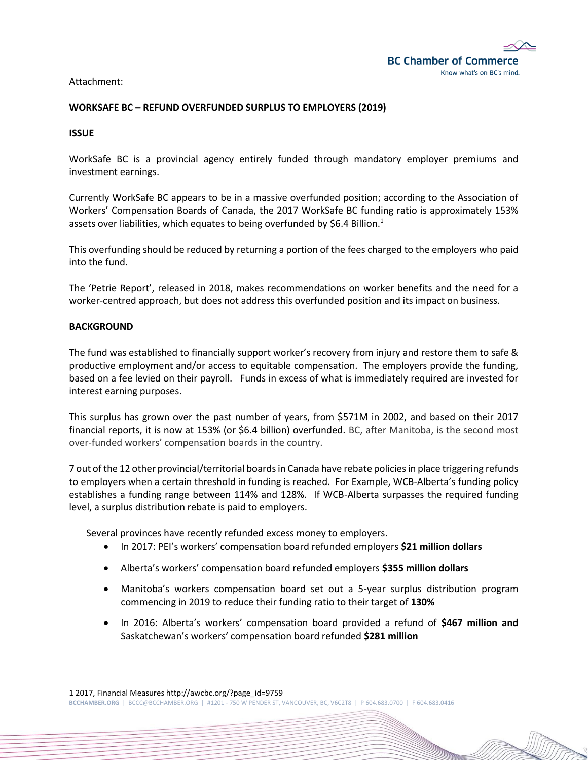Attachment:

**WORKSAFE BC – REFUND OVERFUNDED SURPLUS TO EMPLOYERS (2019)**

**ISSUE**

WorkSafe BC is a provincial agency entirely funded through mandatory employer premiums and investment earnings.

Currently WorkSafe BC appears to be in a massive overfunded position; according to the Association of Workers' Compensation Boards of Canada, the 2017 WorkSafe BC funding ratio is approximately 153% assets over liabilities, which equates to being overfunded by $6.4 Billion.[1]

This overfunding should be reduced by returning a portion of the fees charged to the employers who paid into the fund.

The 'Petrie Report', released in 2018, makes recommendations on worker benefits and the need for a worker-centred approach, but does not address this overfunded position and its impact on business.

**BACKGROUND**

The fund was established to financially support worker's recovery from injury and restore them to safe & productive employment and/or access to equitable compensation. The employers provide the funding, based on a fee levied on their payroll. Funds in excess of what is immediately required are invested for interest earning purposes.

This surplus has grown over the past number of years, from $571M in 2002, and based on their 2017 financial reports, it is now at 153% (or $6.4 billion) overfunded. BC, after Manitoba, is the second most over-funded workers' compensation boards in the country.

7 out of the 12 other provincial/territorial boards in Canada have rebate policies in place triggering refunds to employers when a certain threshold in funding is reached. For Example, WCB-Alberta's funding policy establishes a funding range between 114% and 128%. If WCB-Alberta surpasses the required funding level, a surplus distribution rebate is paid to employers.

Several provinces have recently refunded excess money to employers.

- In 2017: PEI's workers' compensation board refunded employers **$21 million dollars**
- Alberta's workers' compensation board refunded employers **$355 million dollars**
- Manitoba's workers compensation board set out a 5-year surplus distribution program commencing in 2019 to reduce their funding ratio to their target of **130%**
- In 2016: Alberta's workers' compensation board provided a refund of **$467 million and** Saskatchewan's workers' compensation board refunded **$281 million**

---

1 2017, Financial Measures http://awcbc.org/?page_id=9759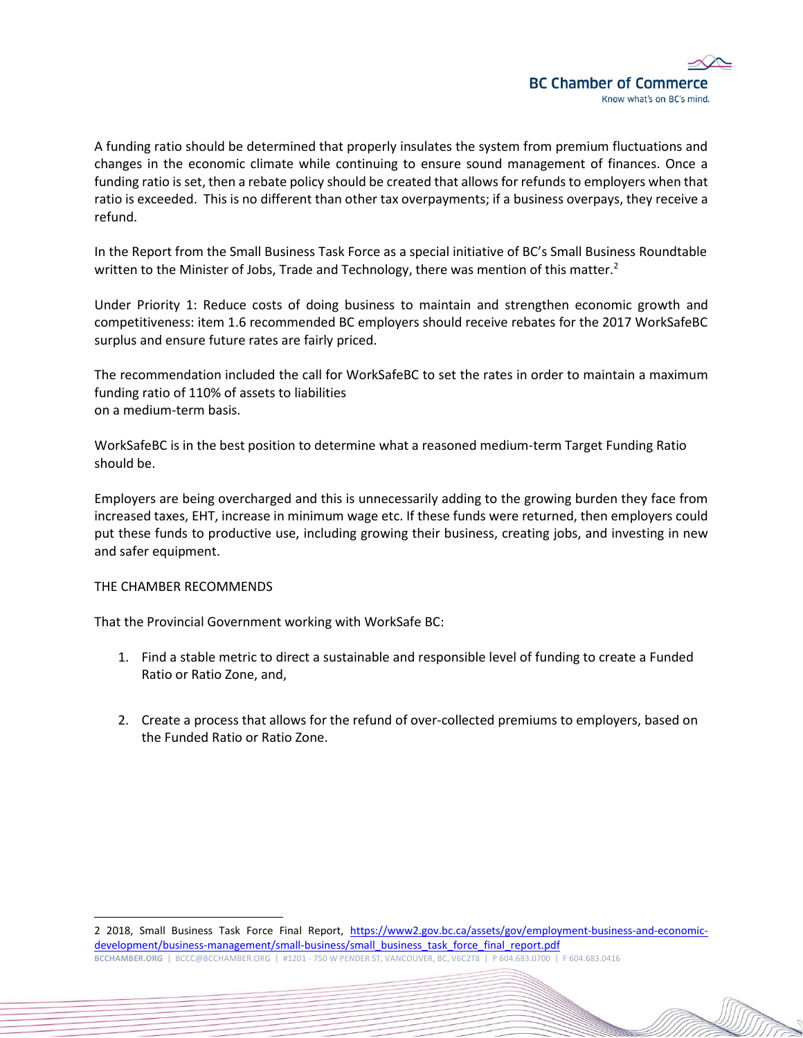A funding ratio should be determined that properly insulates the system from premium fluctuations and changes in the economic climate while continuing to ensure sound management of finances. Once a funding ratio is set, then a rebate policy should be created that allows for refunds to employers when that ratio is exceeded. This is no different than other tax overpayments; if a business overpays, they receive a refund.

In the Report from the Small Business Task Force as a special initiative of BC's Small Business Roundtable written to the Minister of Jobs, Trade and Technology, there was mention of this matter.[2]

Under Priority 1: Reduce costs of doing business to maintain and strengthen economic growth and competitiveness: item 1.6 recommended BC employers should receive rebates for the 2017 WorkSafeBC surplus and ensure future rates are fairly priced.

The recommendation included the call for WorkSafeBC to set the rates in order to maintain a maximum funding ratio of 110% of assets to liabilities
on a medium-term basis.

WorkSafeBC is in the best position to determine what a reasoned medium-term Target Funding Ratio should be.

Employers are being overcharged and this is unnecessarily adding to the growing burden they face from increased taxes, EHT, increase in minimum wage etc. If these funds were returned, then employers could put these funds to productive use, including growing their business, creating jobs, and investing in new and safer equipment.

THE CHAMBER RECOMMENDS

That the Provincial Government working with WorkSafe BC:

1. Find a stable metric to direct a sustainable and responsible level of funding to create a Funded Ratio or Ratio Zone, and,

2. Create a process that allows for the refund of over-collected premiums to employers, based on the Funded Ratio or Ratio Zone.

2 2018, Small Business Task Force Final Report, https://www2.gov.bc.ca/assets/gov/employment-business-and-economic-development/business-management/small-business/small_business_task_force_final_report.pdf